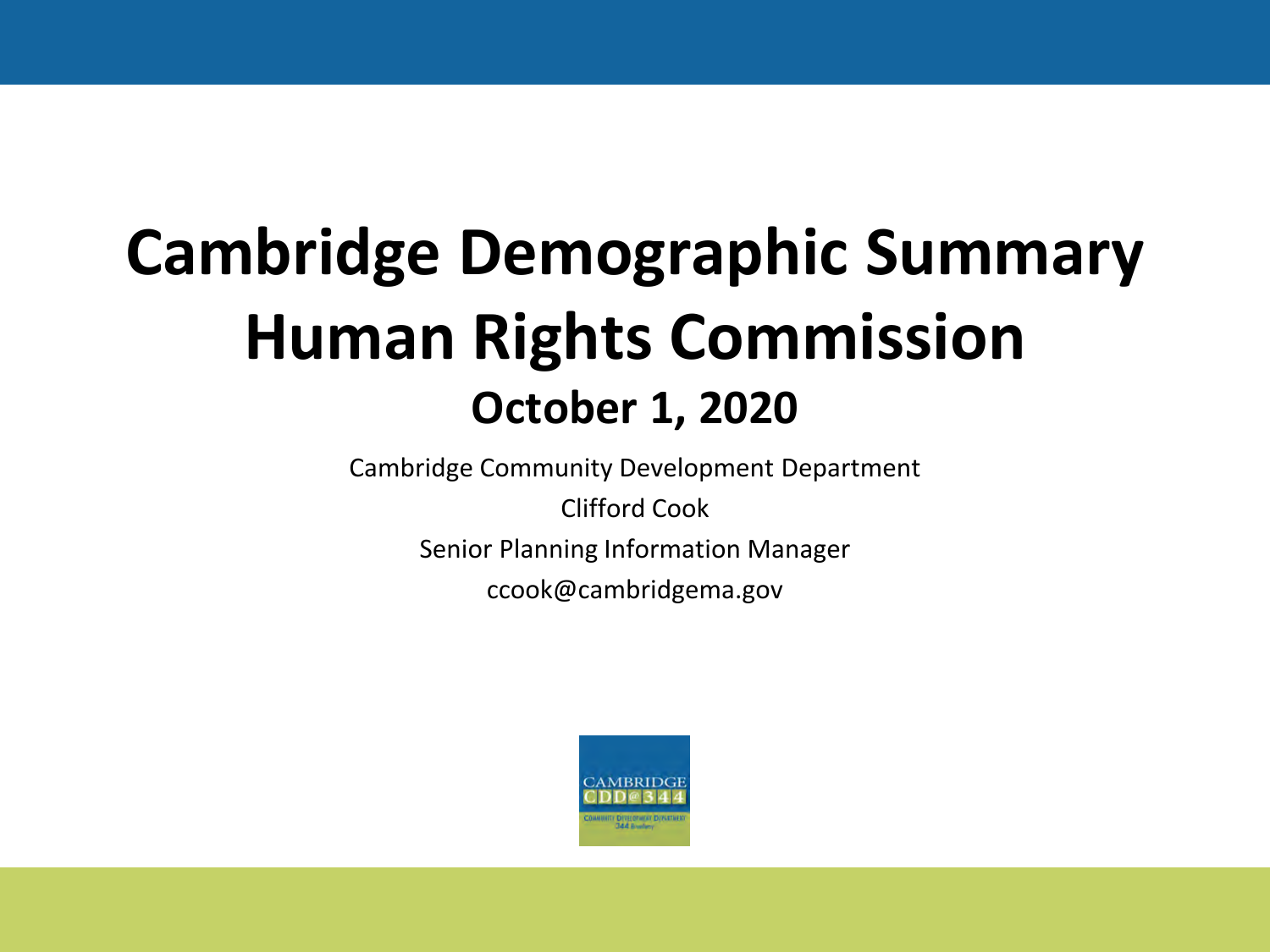# Cambridge Demographic Summary
# Human Rights Commission
## October 1, 2020

Cambridge Community Development Department

Clifford Cook

Senior Planning Information Manager

ccook@cambridgema.gov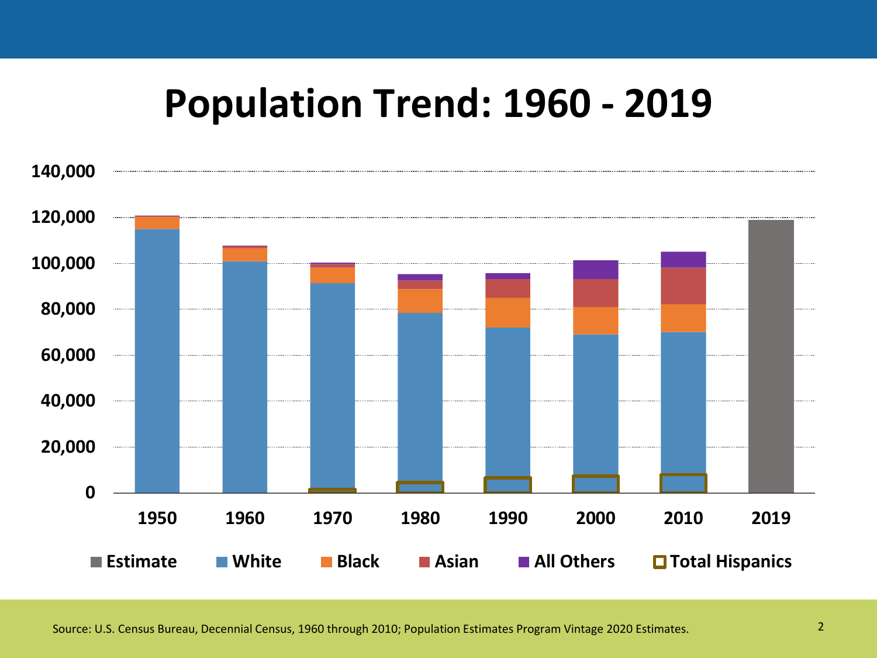# Population Trend: 1960 - 2019

140,000
120,000
100,000
80,000
60,000
40,000
20,000
0

1950 1960 1970 1980 1990 2000 2010 2019

Estimate White Black Asian All Others Total Hispanics

Source: U.S. Census Bureau, Decennial Census, 1960 through 2010; Population Estimates Program Vintage 2020 Estimates.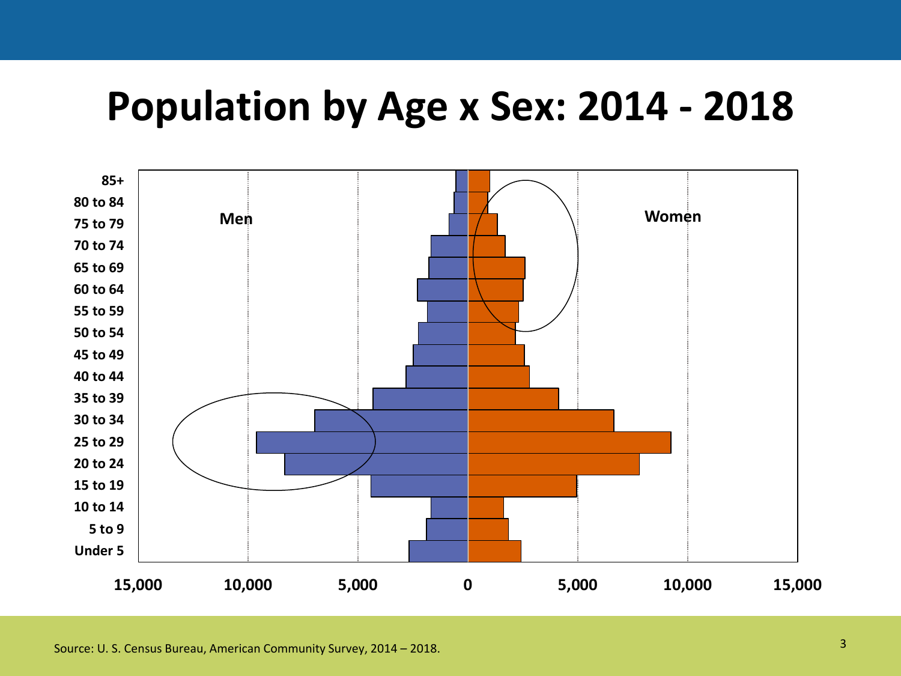# Population by Age x Sex: 2014 - 2018

Men

Women

85+
80 to 84
75 to 79
70 to 74
65 to 69
60 to 64
55 to 59
50 to 54
45 to 49
40 to 44
35 to 39
30 to 34
25 to 29
20 to 24
15 to 19
10 to 14
5 to 9
Under 5

15,000 10,000 5,000 0 5,000 10,000 15,000

Source: U. S. Census Bureau, American Community Survey, 2014 – 2018.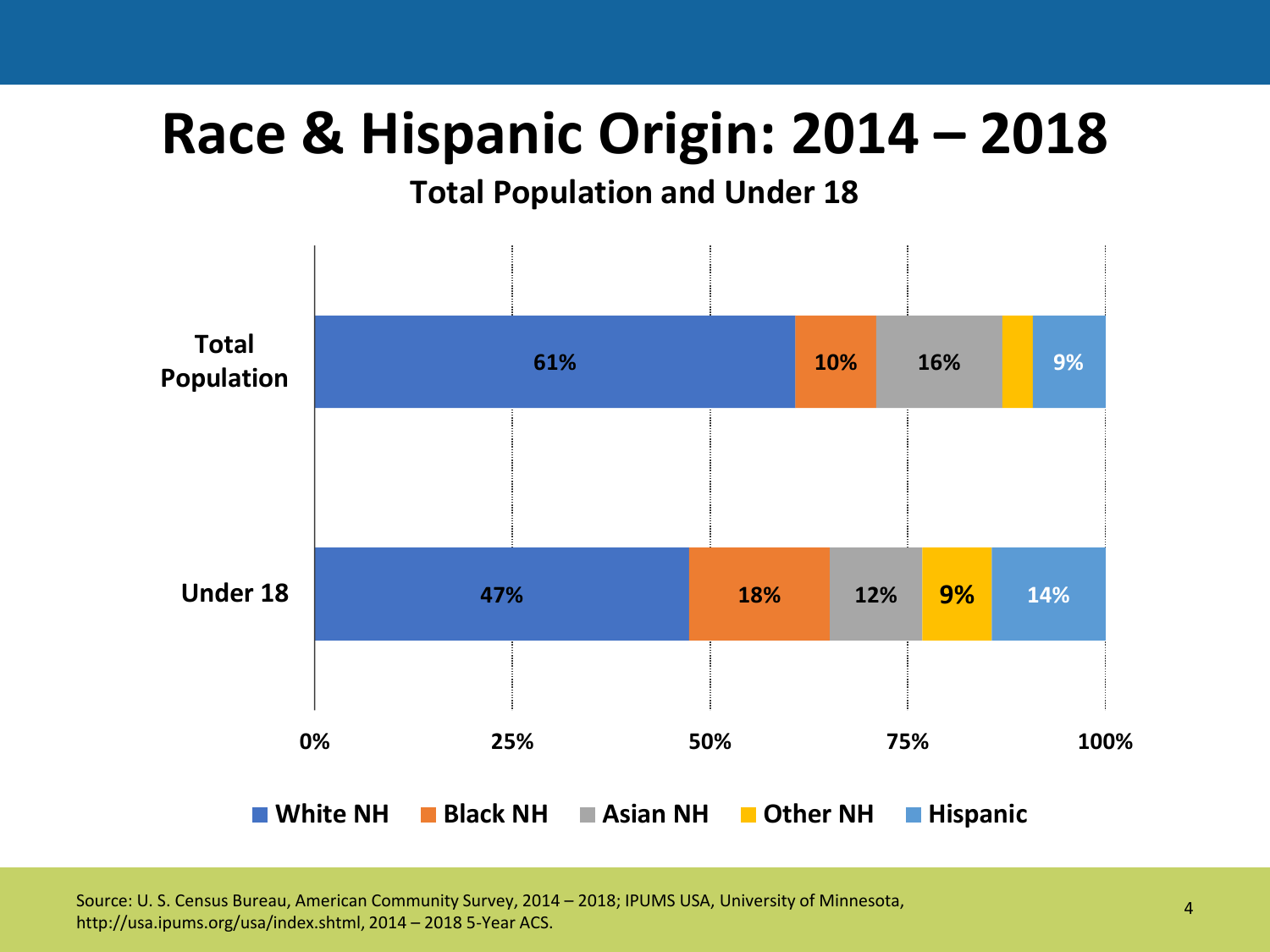# Race & Hispanic Origin: 2014 – 2018

**Total Population and Under 18**

| | White NH | Black NH | Asian NH | Other NH | Hispanic |
|---|---|---|---|---|---|
| Total Population | 61% | 10% | 16% | | 9% |
| Under 18 | 47% | 18% | 12% | 9% | 14% |

Source: U. S. Census Bureau, American Community Survey, 2014 – 2018; IPUMS USA, University of Minnesota, http://usa.ipums.org/usa/index.shtml, 2014 – 2018 5-Year ACS.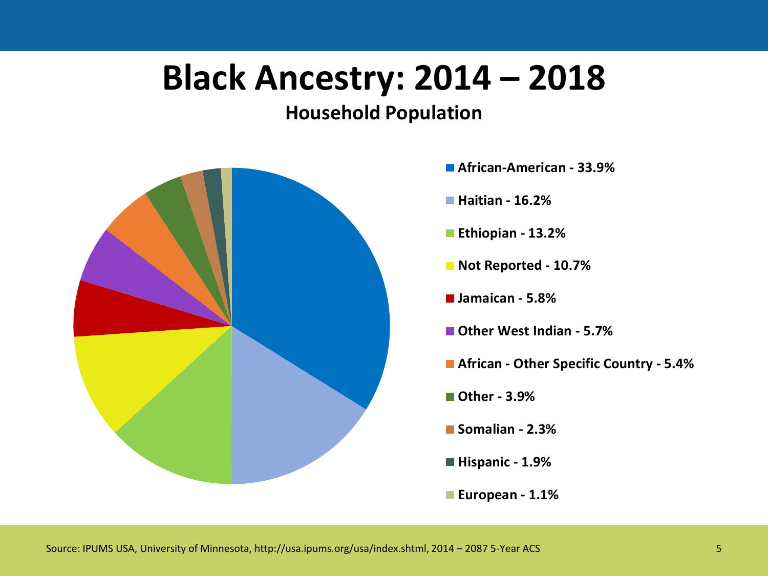# Black Ancestry: 2014 – 2018

**Household Population**

- **African-American - 33.9%**
- **Haitian - 16.2%**
- **Ethiopian - 13.2%**
- **Not Reported - 10.7%**
- **Jamaican - 5.8%**
- **Other West Indian - 5.7%**
- **African - Other Specific Country - 5.4%**
- **Other - 3.9%**
- **Somalian - 2.3%**
- **Hispanic - 1.9%**
- **European - 1.1%**

Source: IPUMS USA, University of Minnesota, http://usa.ipums.org/usa/index.shtml, 2014 – 2087 5-Year ACS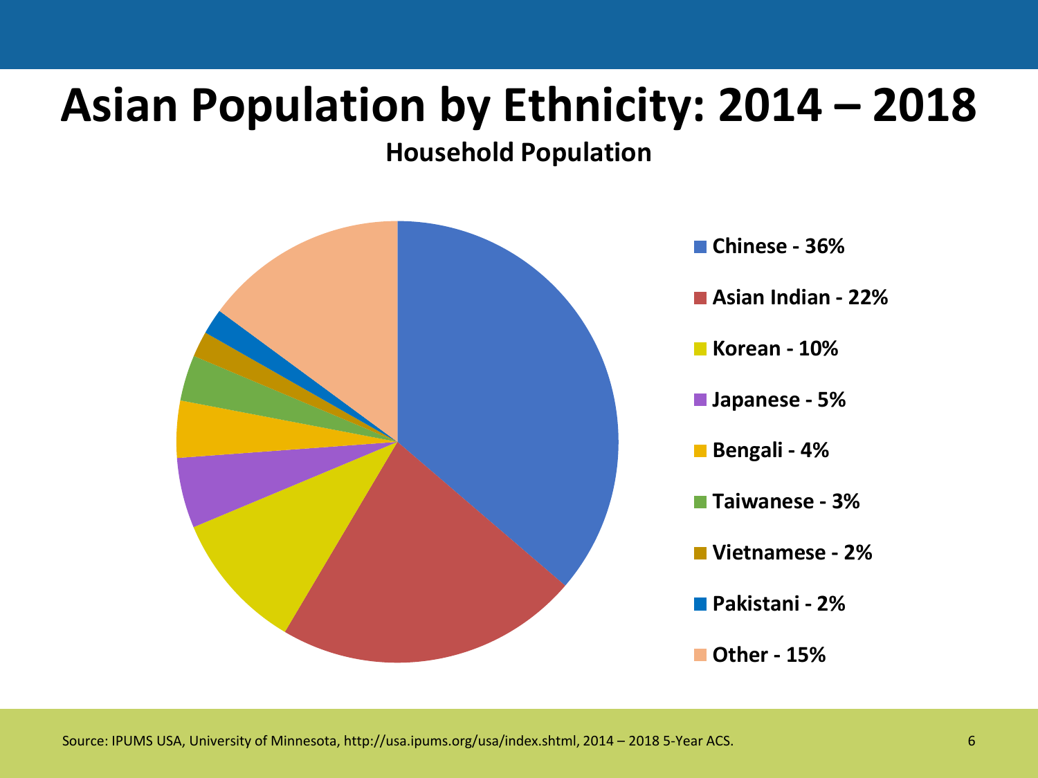# Asian Population by Ethnicity: 2014 – 2018

**Household Population**

- Chinese - 36%
- Asian Indian - 22%
- Korean - 10%
- Japanese - 5%
- Bengali - 4%
- Taiwanese - 3%
- Vietnamese - 2%
- Pakistani - 2%
- Other - 15%

Source: IPUMS USA, University of Minnesota, http://usa.ipums.org/usa/index.shtml, 2014 – 2018 5-Year ACS.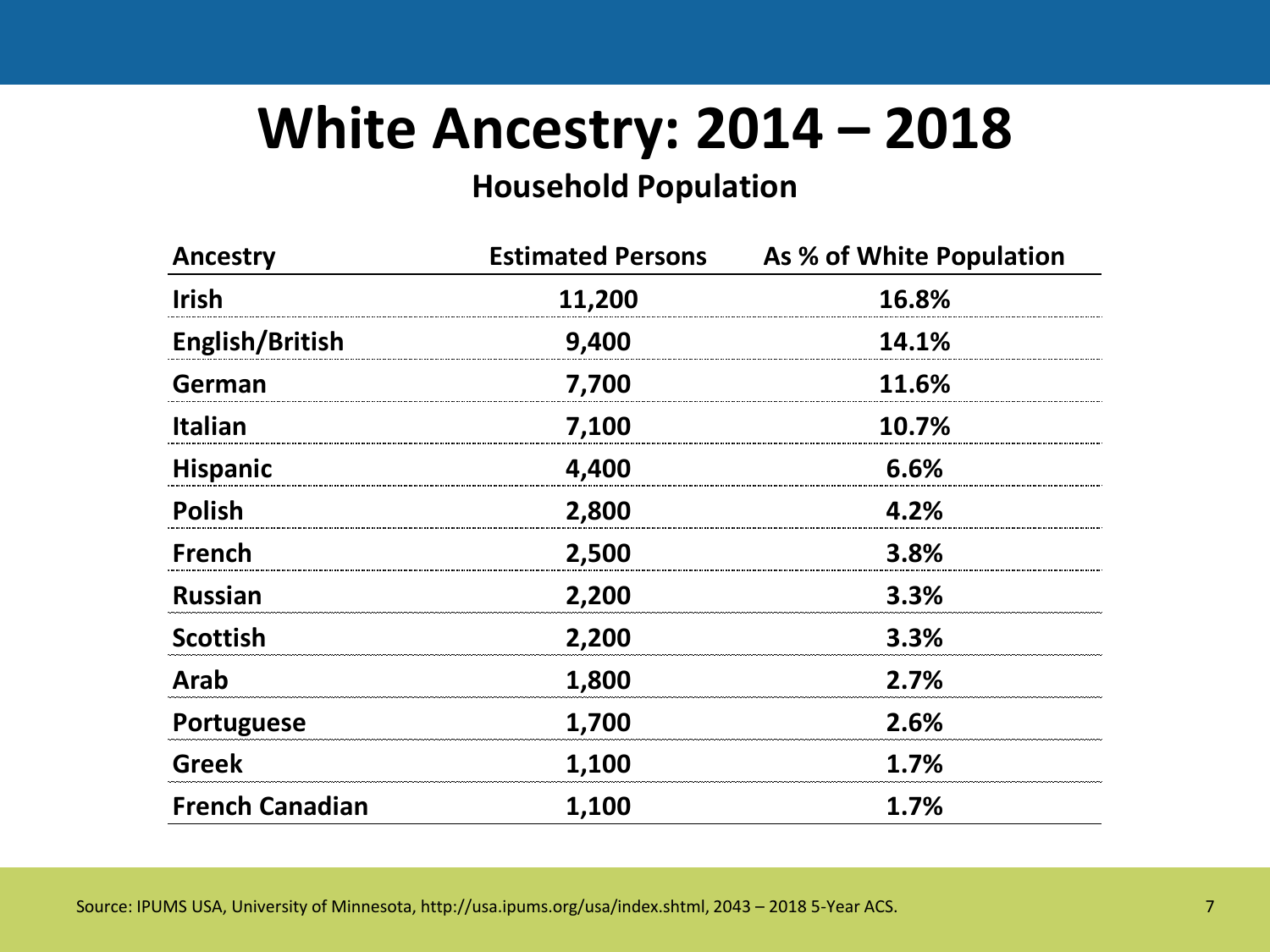# White Ancestry: 2014 – 2018

### Household Population

| Ancestry | Estimated Persons | As % of White Population |
|---|---|---|
| Irish | 11,200 | 16.8% |
| English/British | 9,400 | 14.1% |
| German | 7,700 | 11.6% |
| Italian | 7,100 | 10.7% |
| Hispanic | 4,400 | 6.6% |
| Polish | 2,800 | 4.2% |
| French | 2,500 | 3.8% |
| Russian | 2,200 | 3.3% |
| Scottish | 2,200 | 3.3% |
| Arab | 1,800 | 2.7% |
| Portuguese | 1,700 | 2.6% |
| Greek | 1,100 | 1.7% |
| French Canadian | 1,100 | 1.7% |

Source: IPUMS USA, University of Minnesota, http://usa.ipums.org/usa/index.shtml, 2043 – 2018 5-Year ACS.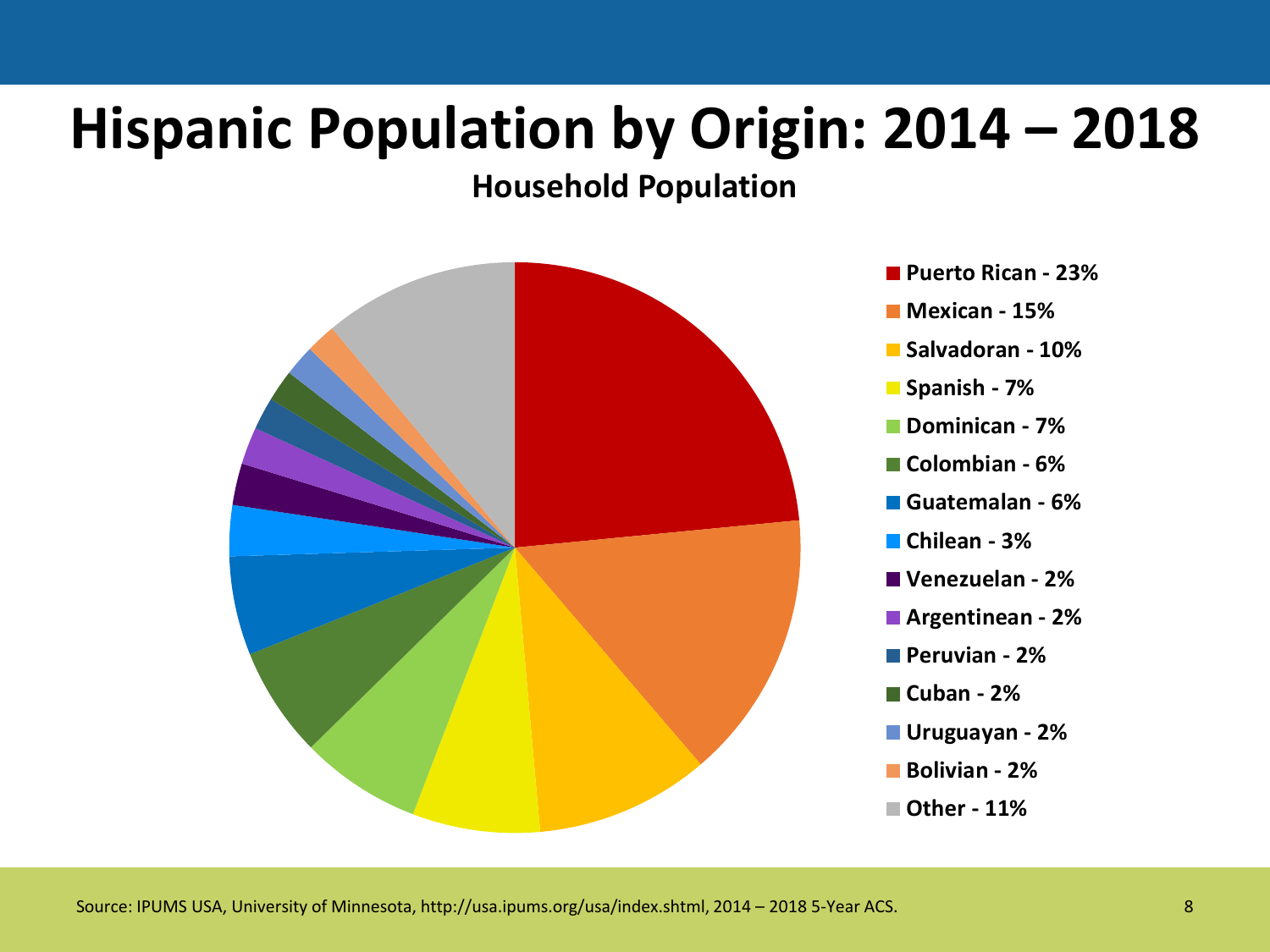# Hispanic Population by Origin: 2014 – 2018

**Household Population**

- Puerto Rican - 23%
- Mexican - 15%
- Salvadoran - 10%
- Spanish - 7%
- Dominican - 7%
- Colombian - 6%
- Guatemalan - 6%
- Chilean - 3%
- Venezuelan - 2%
- Argentinean - 2%
- Peruvian - 2%
- Cuban - 2%
- Uruguayan - 2%
- Bolivian - 2%
- Other - 11%

Source: IPUMS USA, University of Minnesota, http://usa.ipums.org/usa/index.shtml, 2014 – 2018 5-Year ACS.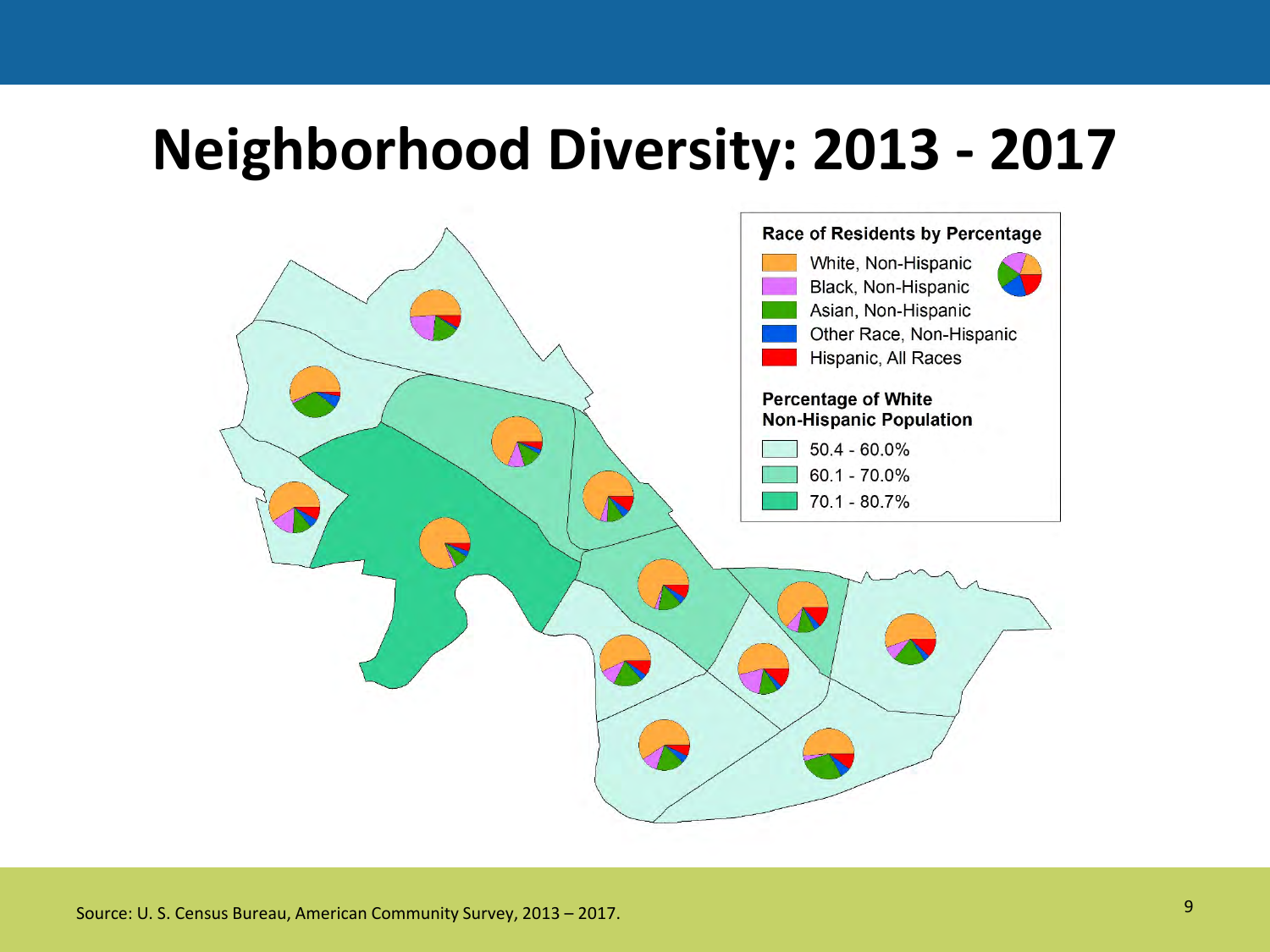# Neighborhood Diversity: 2013 - 2017

**Race of Residents by Percentage**

- White, Non-Hispanic
- Black, Non-Hispanic
- Asian, Non-Hispanic
- Other Race, Non-Hispanic
- Hispanic, All Races

**Percentage of White Non-Hispanic Population**

- 50.4 - 60.0%
- 60.1 - 70.0%
- 70.1 - 80.7%

Source: U. S. Census Bureau, American Community Survey, 2013 – 2017.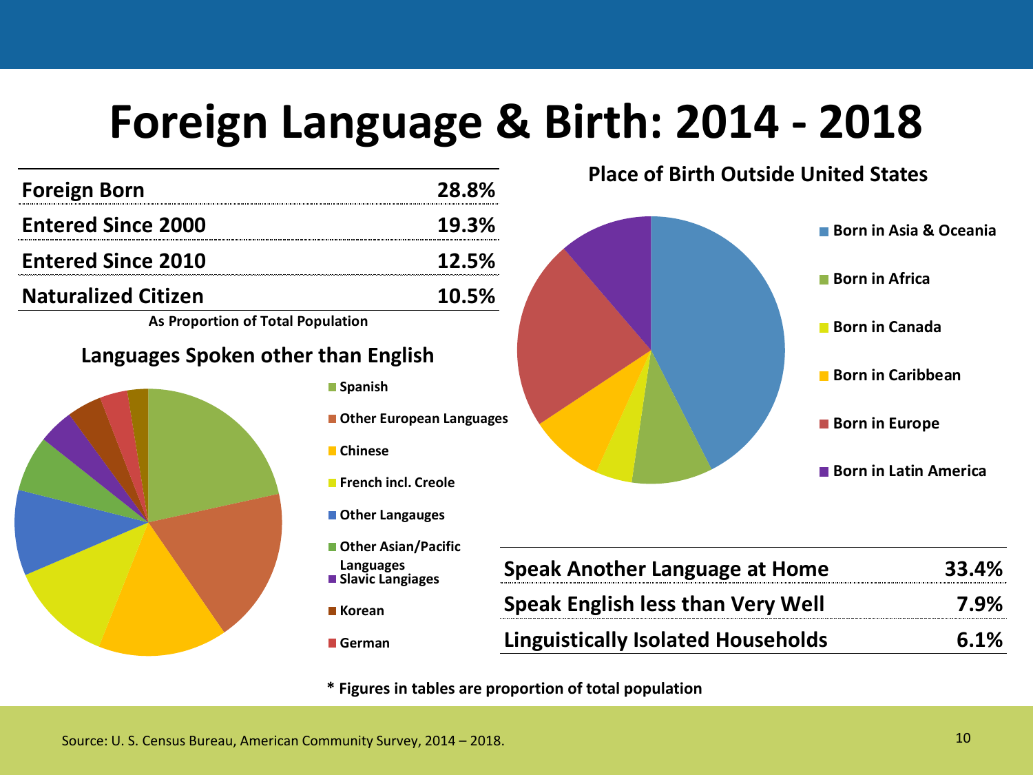# Foreign Language & Birth: 2014 - 2018

| Foreign Born | 28.8% |
|---|---|
| Entered Since 2000 | 19.3% |
| Entered Since 2010 | 12.5% |
| Naturalized Citizen | 10.5% |

**As Proportion of Total Population**

**Languages Spoken other than English**

- Spanish
- Other European Languages
- Chinese
- French incl. Creole
- Other Langauges
- Other Asian/Pacific Languages
- Slavic Langiages
- Korean
- German

**Place of Birth Outside United States**

- Born in Asia & Oceania
- Born in Africa
- Born in Canada
- Born in Caribbean
- Born in Europe
- Born in Latin America

| Speak Another Language at Home | 33.4% |
|---|---|
| Speak English less than Very Well | 7.9% |
| Linguistically Isolated Households | 6.1% |

**\* Figures in tables are proportion of total population**

Source: U. S. Census Bureau, American Community Survey, 2014 – 2018.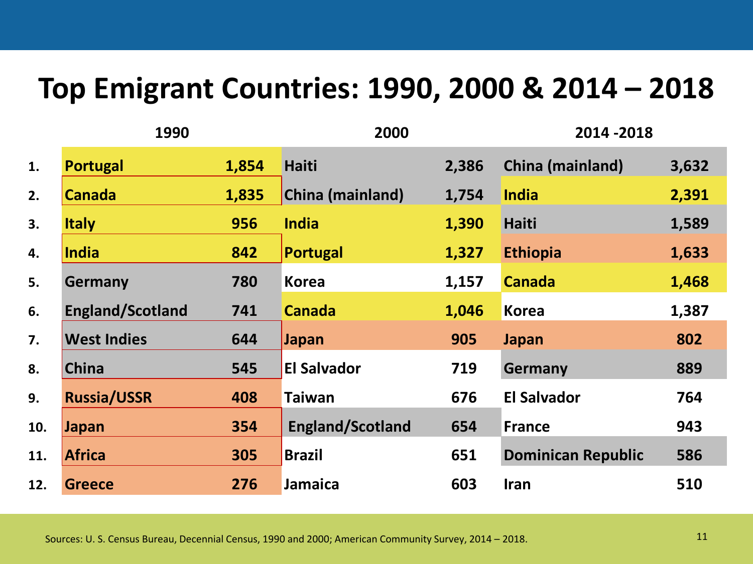# Top Emigrant Countries: 1990, 2000 & 2014 – 2018

| | 1990 | | 2000 | | 2014 -2018 | |
|---|---|---|---|---|---|---|
| 1. | Portugal | 1,854 | Haiti | 2,386 | China (mainland) | 3,632 |
| 2. | Canada | 1,835 | China (mainland) | 1,754 | India | 2,391 |
| 3. | Italy | 956 | India | 1,390 | Haiti | 1,589 |
| 4. | India | 842 | Portugal | 1,327 | Ethiopia | 1,633 |
| 5. | Germany | 780 | Korea | 1,157 | Canada | 1,468 |
| 6. | England/Scotland | 741 | Canada | 1,046 | Korea | 1,387 |
| 7. | West Indies | 644 | Japan | 905 | Japan | 802 |
| 8. | China | 545 | El Salvador | 719 | Germany | 889 |
| 9. | Russia/USSR | 408 | Taiwan | 676 | El Salvador | 764 |
| 10. | Japan | 354 | England/Scotland | 654 | France | 943 |
| 11. | Africa | 305 | Brazil | 651 | Dominican Republic | 586 |
| 12. | Greece | 276 | Jamaica | 603 | Iran | 510 |

Sources: U. S. Census Bureau, Decennial Census, 1990 and 2000; American Community Survey, 2014 – 2018.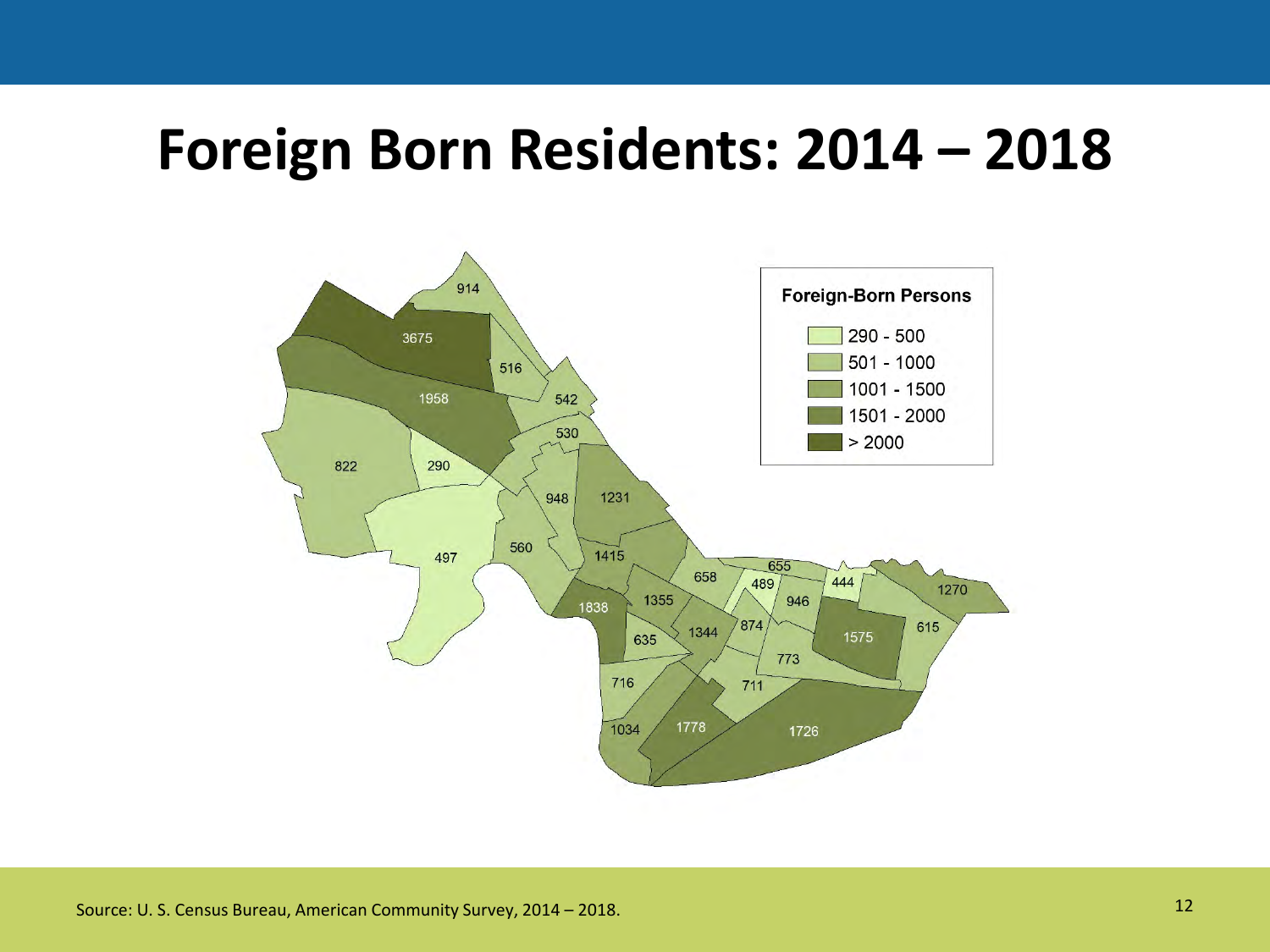# Foreign Born Residents: 2014 – 2018

**Foreign-Born Persons**

- 290 - 500
- 501 - 1000
- 1001 - 1500
- 1501 - 2000
- > 2000

914, 3675, 516, 1958, 542, 530, 822, 290, 948, 1231, 497, 560, 1415, 655, 658, 489, 444, 1270, 1838, 1355, 946, 874, 1344, 615, 635, 1575, 773, 716, 711, 1034, 1778, 1726

Source: U. S. Census Bureau, American Community Survey, 2014 – 2018.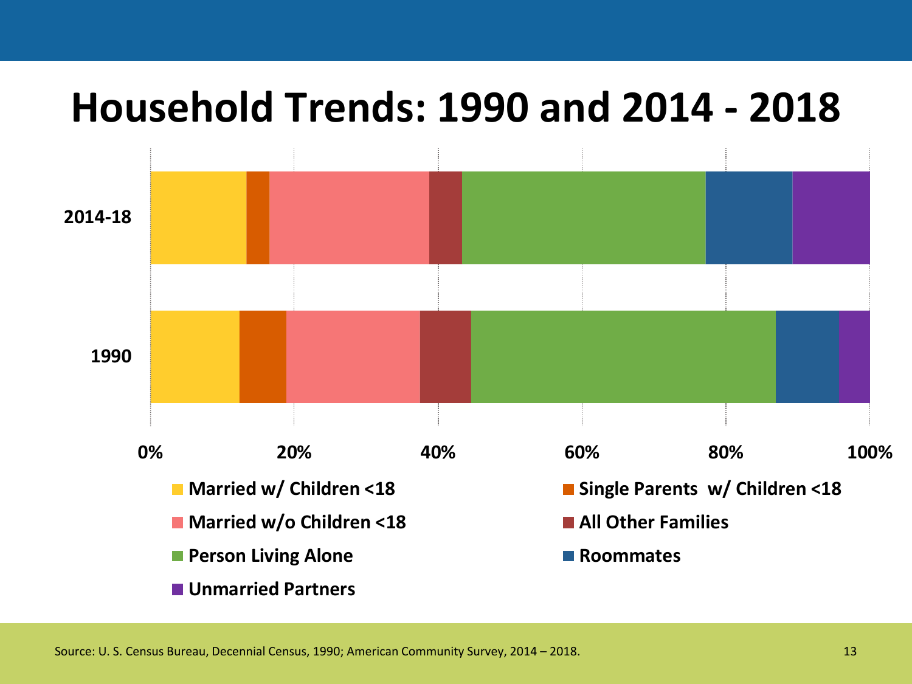# Household Trends: 1990 and 2014 - 2018

2014-18

1990

0% 20% 40% 60% 80% 100%

- Married w/ Children <18
- Single Parents w/ Children <18
- Married w/o Children <18
- All Other Families
- Person Living Alone
- Roommates
- Unmarried Partners

Source: U. S. Census Bureau, Decennial Census, 1990; American Community Survey, 2014 – 2018.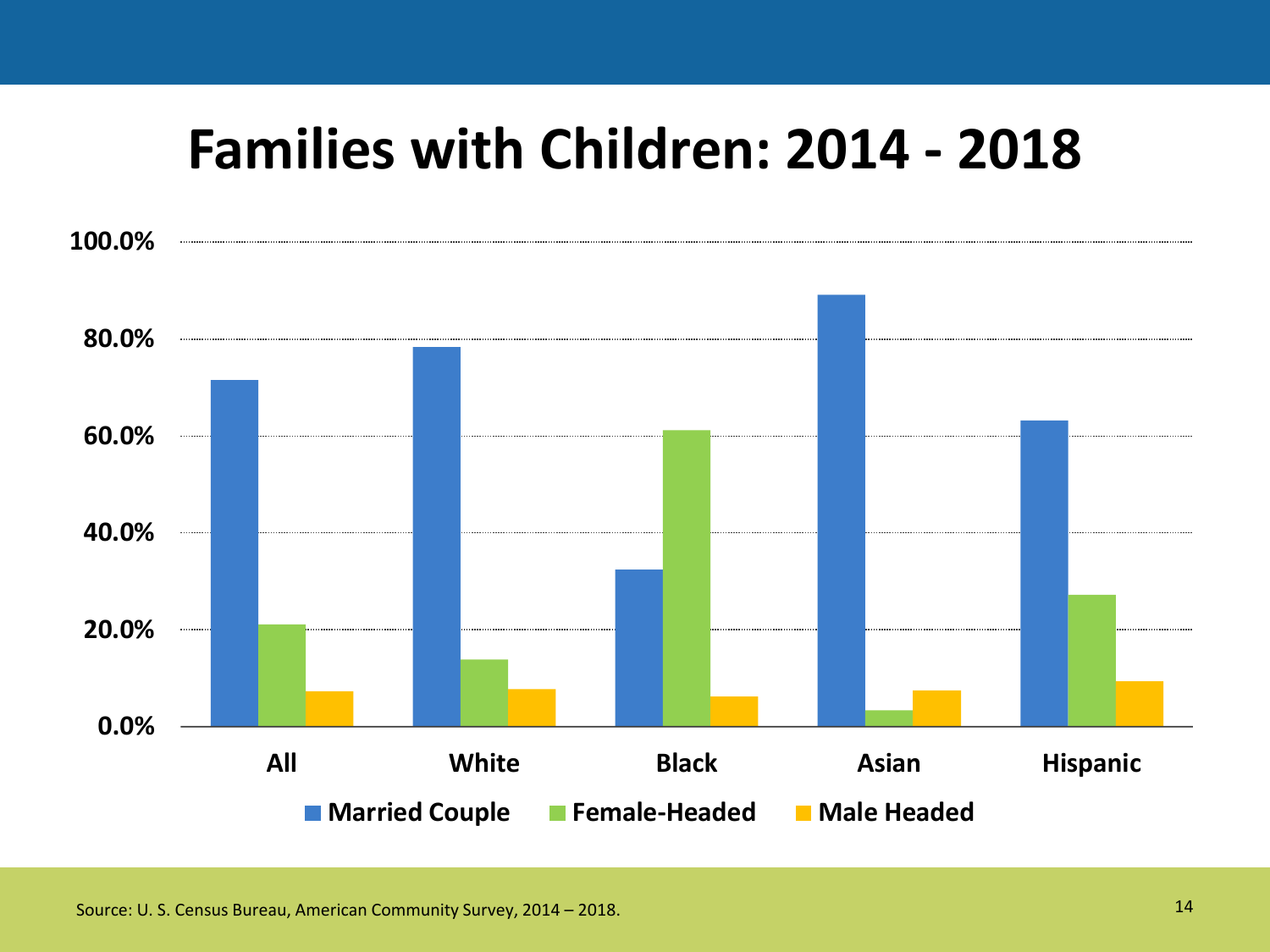# Families with Children: 2014 - 2018

100.0%
80.0%
60.0%
40.0%
20.0%
0.0%

All | White | Black | Asian | Hispanic

Married Couple | Female-Headed | Male Headed

Source: U. S. Census Bureau, American Community Survey, 2014 – 2018.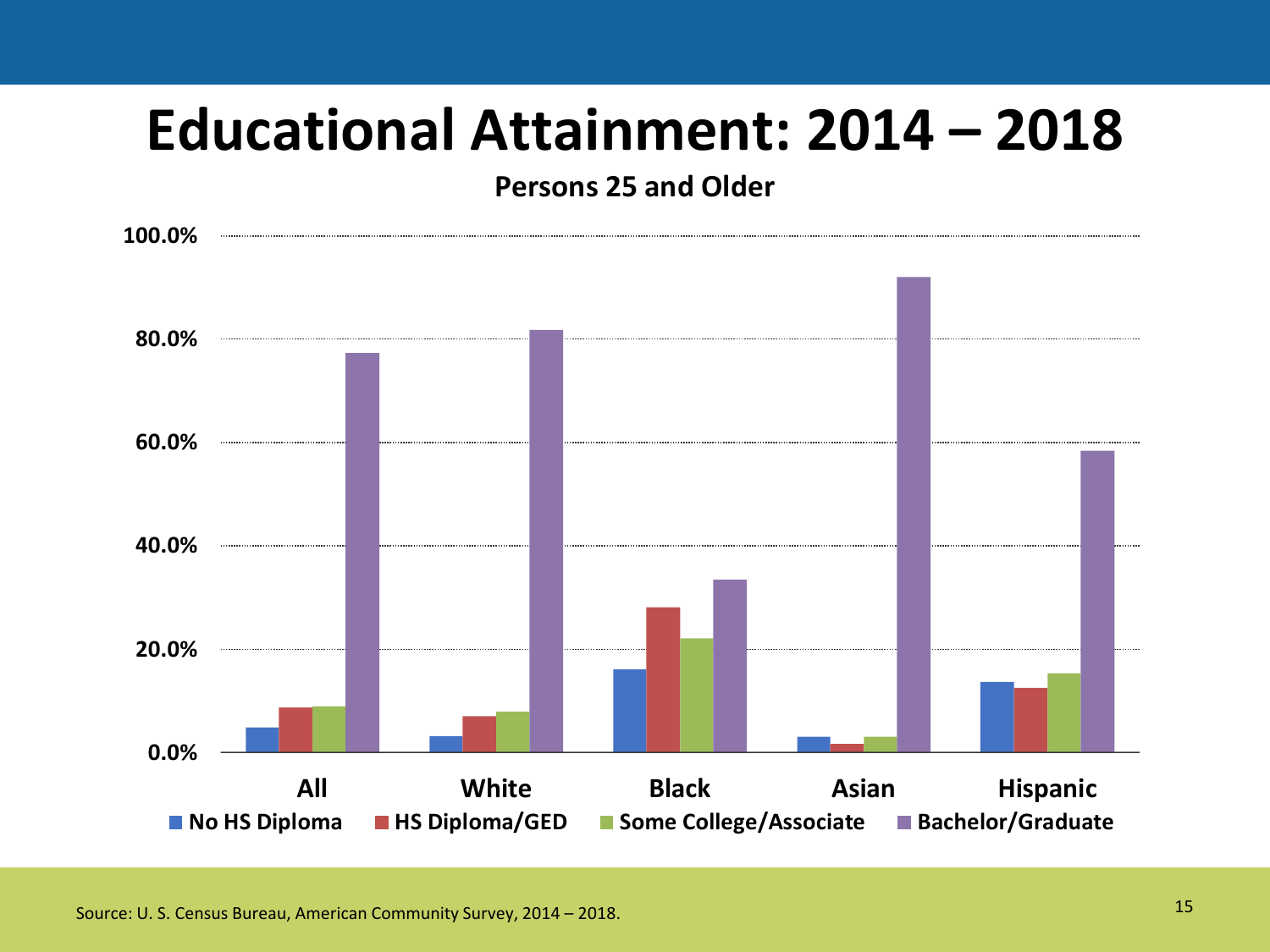# Educational Attainment: 2014 – 2018

Persons 25 and Older

Source: U. S. Census Bureau, American Community Survey, 2014 – 2018.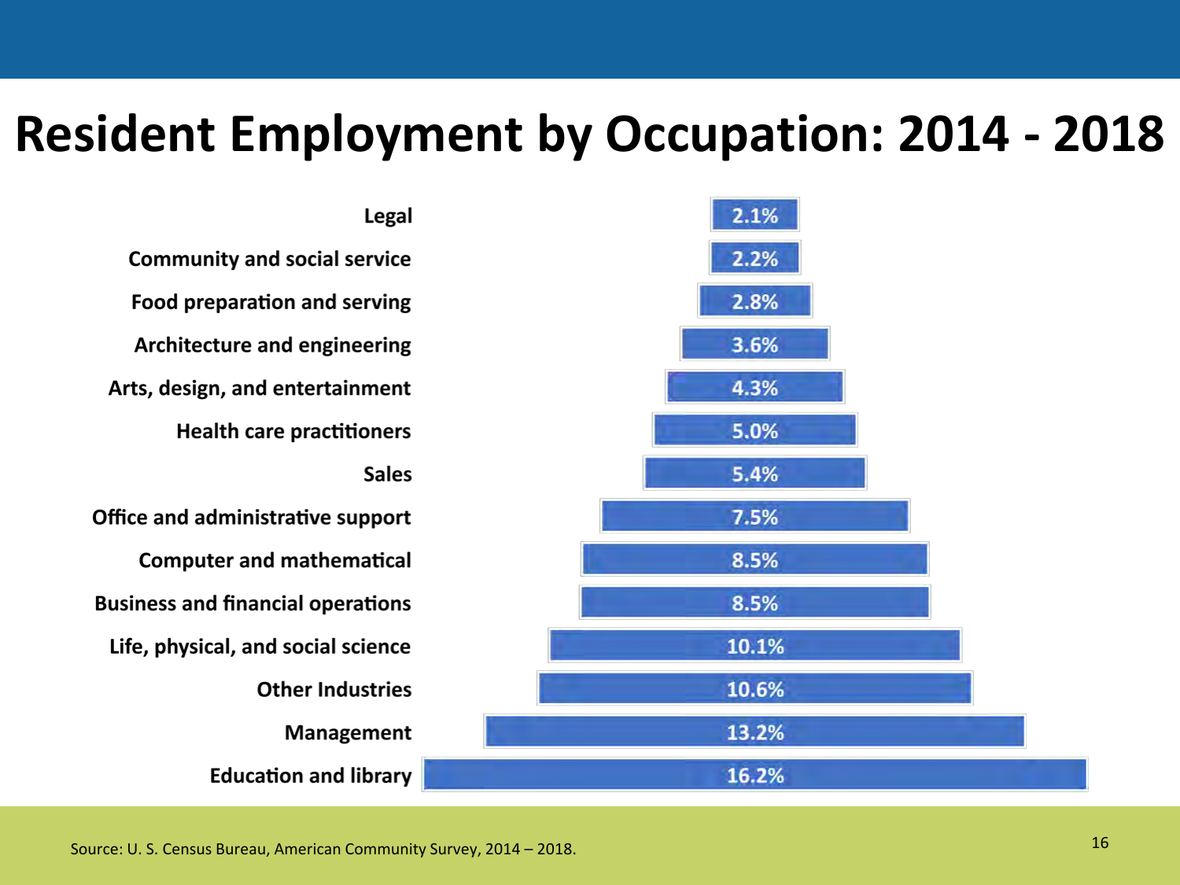# Resident Employment by Occupation: 2014 - 2018

| Occupation | Percent |
|---|---|
| Legal | 2.1% |
| Community and social service | 2.2% |
| Food preparation and serving | 2.8% |
| Architecture and engineering | 3.6% |
| Arts, design, and entertainment | 4.3% |
| Health care practitioners | 5.0% |
| Sales | 5.4% |
| Office and administrative support | 7.5% |
| Computer and mathematical | 8.5% |
| Business and financial operations | 8.5% |
| Life, physical, and social science | 10.1% |
| Other Industries | 10.6% |
| Management | 13.2% |
| Education and library | 16.2% |

Source: U. S. Census Bureau, American Community Survey, 2014 – 2018.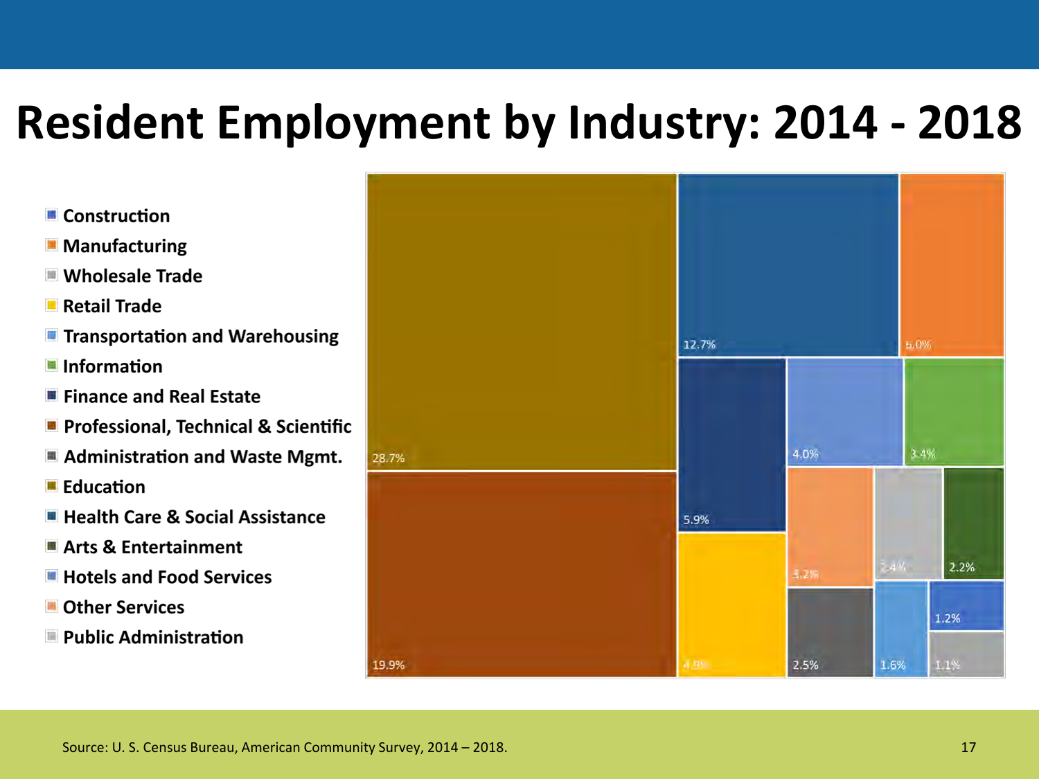# Resident Employment by Industry: 2014 - 2018

- Construction
- Manufacturing
- Wholesale Trade
- Retail Trade
- Transportation and Warehousing
- Information
- Finance and Real Estate
- Professional, Technical & Scientific
- Administration and Waste Mgmt.
- Education
- Health Care & Social Assistance
- Arts & Entertainment
- Hotels and Food Services
- Other Services
- Public Administration

28.7% | 19.9% | 12.7% | 6.0% | 5.9% | 4.0% | 3.4% | 4.9% | 3.2% | 2.4% | 2.2% | 2.5% | 1.6% | 1.2% | 1.1%

Source: U. S. Census Bureau, American Community Survey, 2014 – 2018.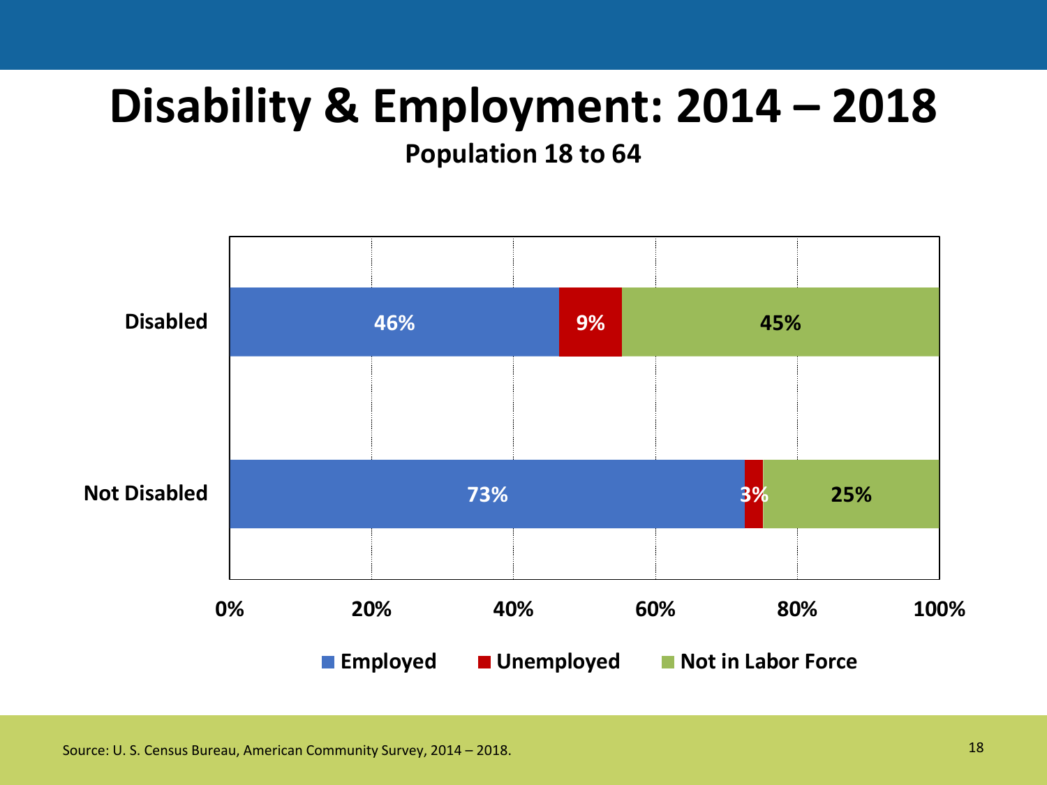# Disability & Employment: 2014 – 2018

**Population 18 to 64**

| | Employed | Unemployed | Not in Labor Force |
|---|---|---|---|
| Disabled | 46% | 9% | 45% |
| Not Disabled | 73% | 3% | 25% |

Source: U. S. Census Bureau, American Community Survey, 2014 – 2018.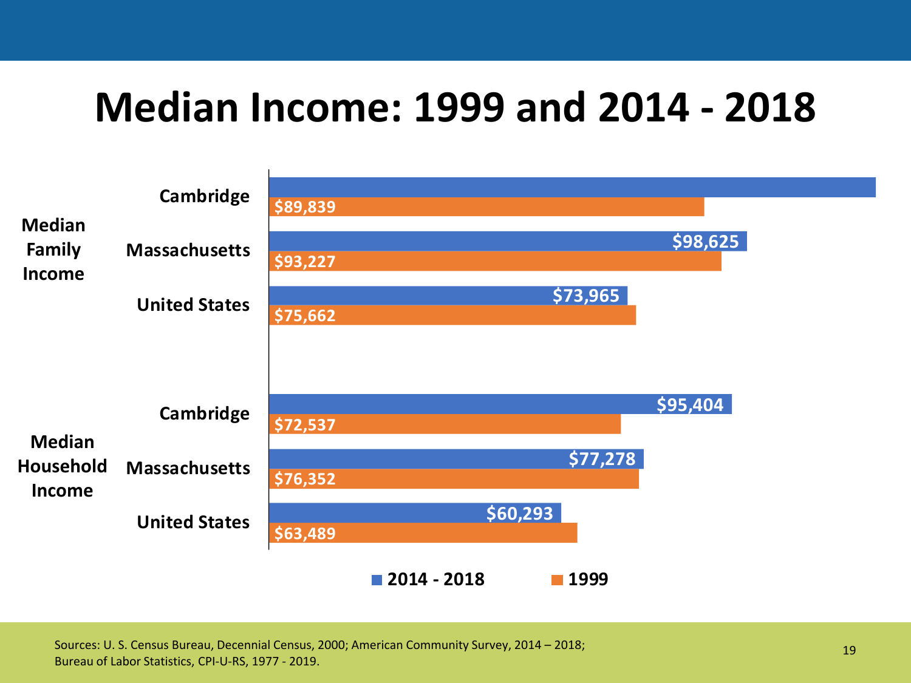# Median Income: 1999 and 2014 - 2018

| | | 2014 - 2018 | 1999 |
|---|---|---|---|
| Median Family Income | Cambridge | | $89,839 |
| | Massachusetts | $98,625 | $93,227 |
| | United States | $73,965 | $75,662 |
| Median Household Income | Cambridge | $95,404 | $72,537 |
| | Massachusetts | $77,278 | $76,352 |
| | United States | $60,293 | $63,489 |

Sources: U. S. Census Bureau, Decennial Census, 2000; American Community Survey, 2014 – 2018; Bureau of Labor Statistics, CPI-U-RS, 1977 - 2019.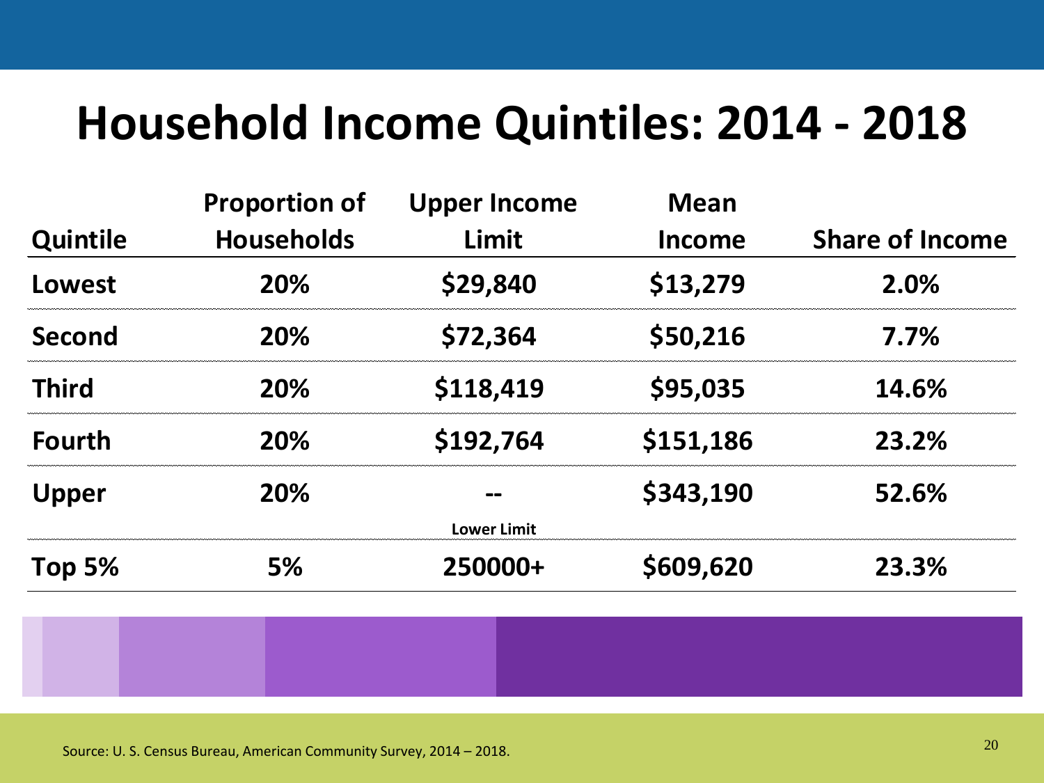# Household Income Quintiles: 2014 - 2018

| Quintile | Proportion of Households | Upper Income Limit | Mean Income | Share of Income |
|---|---|---|---|---|
| Lowest | 20% | $29,840 | $13,279 | 2.0% |
| Second | 20% | $72,364 | $50,216 | 7.7% |
| Third | 20% | $118,419 | $95,035 | 14.6% |
| Fourth | 20% | $192,764 | $151,186 | 23.2% |
| Upper | 20% | -- | $343,190 | 52.6% |
| | | Lower Limit | | |
| Top 5% | 5% | 250000+ | $609,620 | 23.3% |

Source: U. S. Census Bureau, American Community Survey, 2014 – 2018.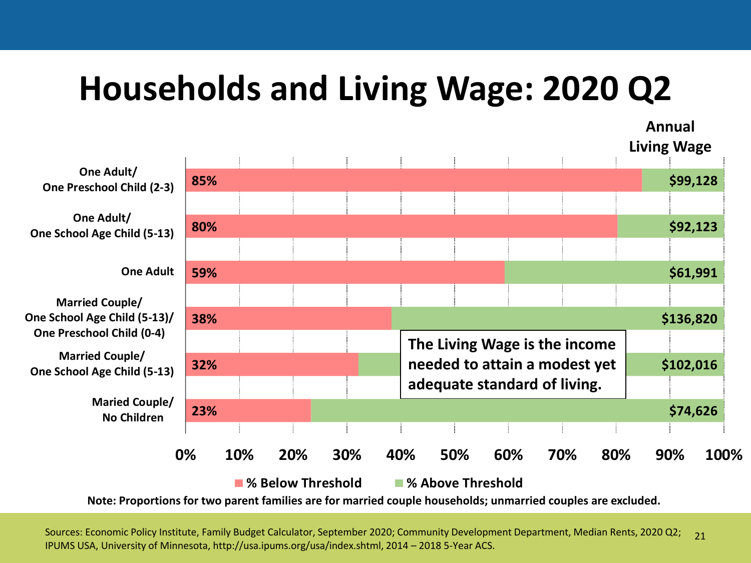# Households and Living Wage: 2020 Q2

| Household Type | % Below Threshold | % Above Threshold | Annual Living Wage |
| --- | --- | --- | --- |
| One Adult/ One Preschool Child (2-3) | 85% | | $99,128 |
| One Adult/ One School Age Child (5-13) | 80% | | $92,123 |
| One Adult | 59% | | $61,991 |
| Married Couple/ One School Age Child (5-13)/ One Preschool Child (0-4) | 38% | | $136,820 |
| Married Couple/ One School Age Child (5-13) | 32% | | $102,016 |
| Maried Couple/ No Children | 23% | | $74,626 |

**The Living Wage is the income needed to attain a modest yet adequate standard of living.**

**Note: Proportions for two parent families are for married couple households; unmarried couples are excluded.**

Sources: Economic Policy Institute, Family Budget Calculator, September 2020; Community Development Department, Median Rents, 2020 Q2; IPUMS USA, University of Minnesota, http://usa.ipums.org/usa/index.shtml, 2014 – 2018 5-Year ACS.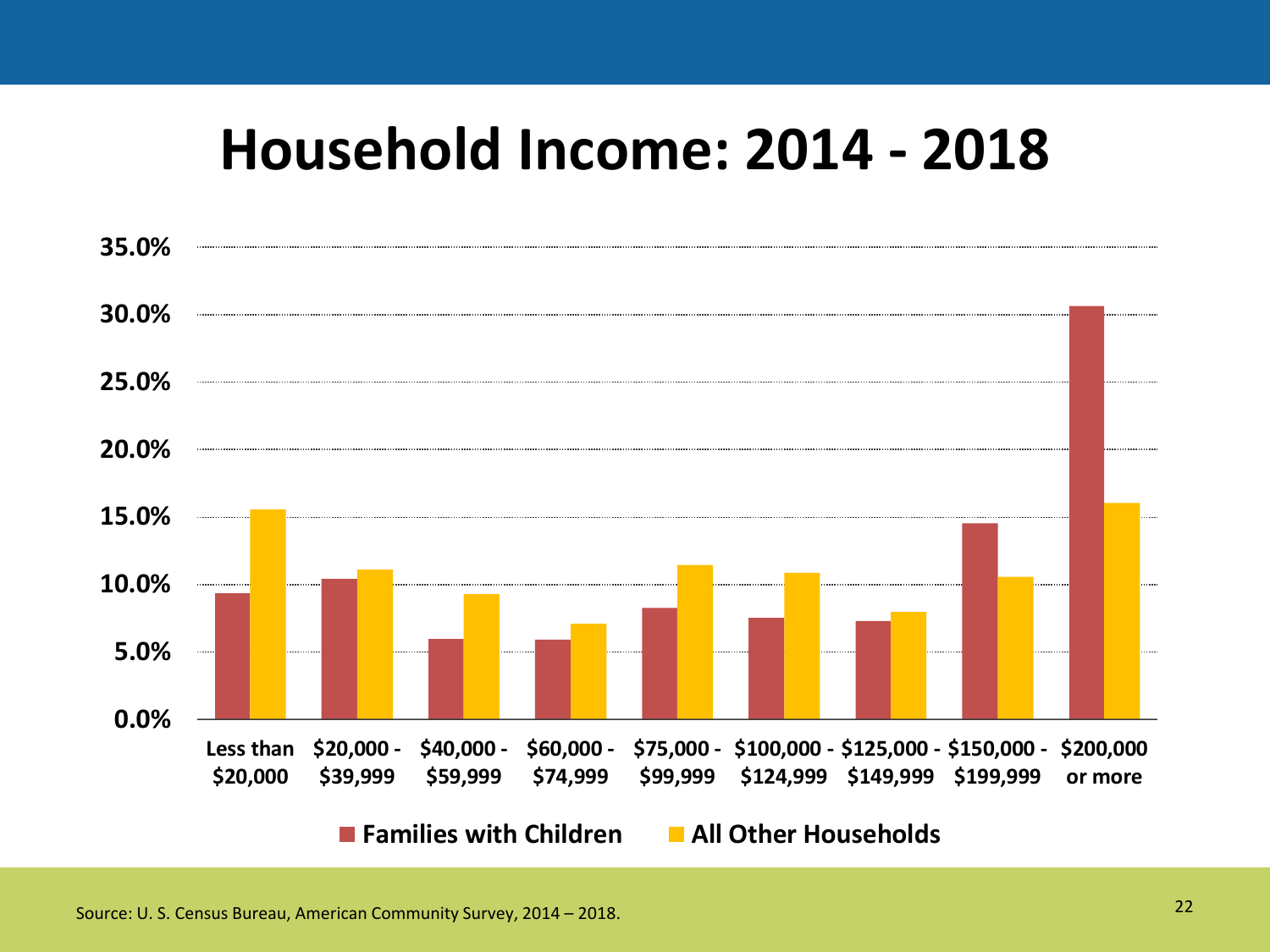# Household Income: 2014 - 2018

35.0%

30.0%

25.0%

20.0%

15.0%

10.0%

5.0%

0.0%

Less than $20,000 | $20,000 - $39,999 | $40,000 - $59,999 | $60,000 - $74,999 | $75,000 - $99,999 | $100,000 - $124,999 | $125,000 - $149,999 | $150,000 - $199,999 | $200,000 or more

**Families with Children** **All Other Households**

Source: U. S. Census Bureau, American Community Survey, 2014 – 2018.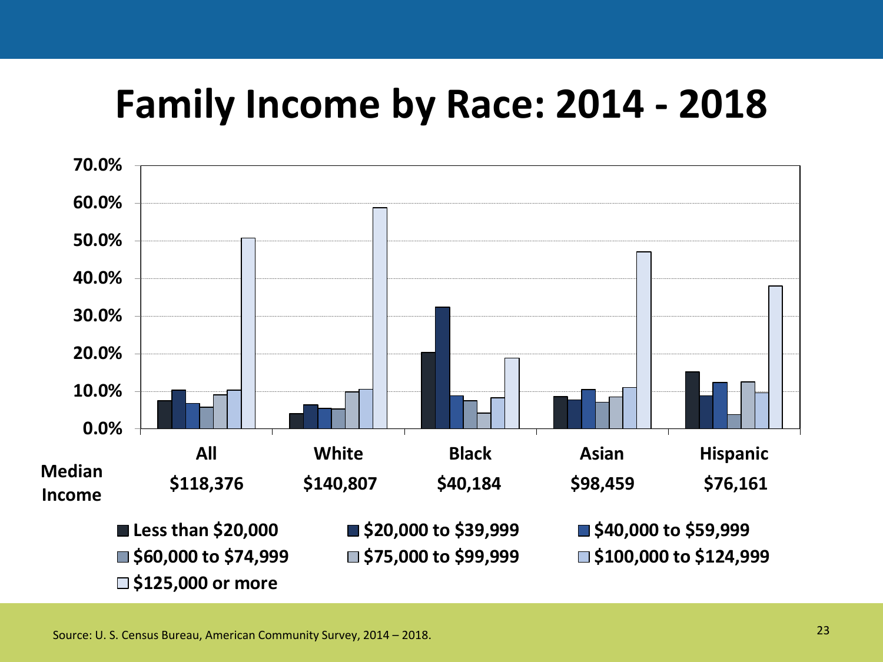# Family Income by Race: 2014 - 2018

| | All | White | Black | Asian | Hispanic |
|---|---|---|---|---|---|
| Median Income | $118,376 | $140,807 | $40,184 | $98,459 | $76,161 |

Legend: Less than $20,000; $20,000 to $39,999; $40,000 to $59,999; $60,000 to $74,999; $75,000 to $99,999; $100,000 to $124,999; $125,000 or more

Source: U. S. Census Bureau, American Community Survey, 2014 – 2018.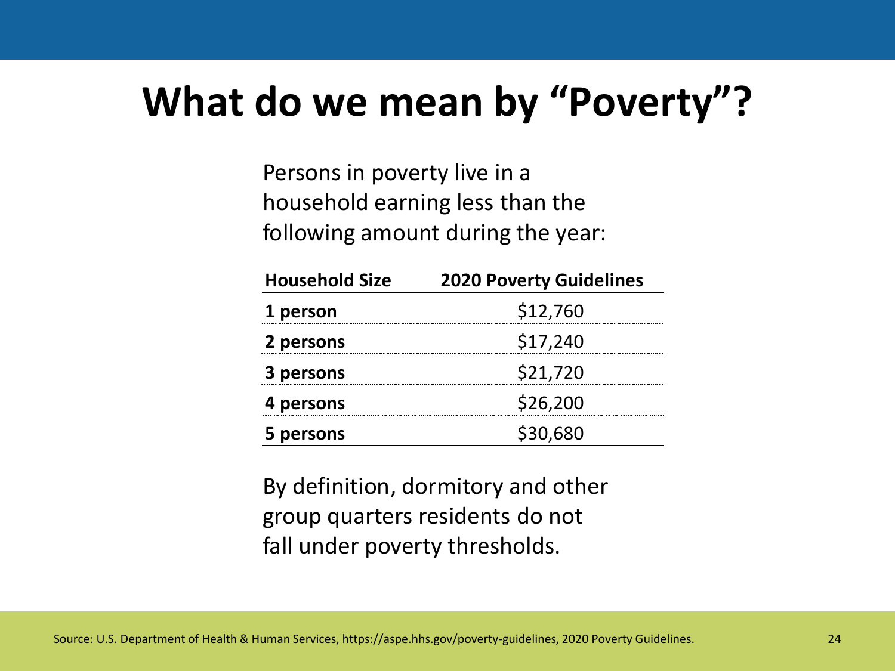# What do we mean by "Poverty"?

Persons in poverty live in a household earning less than the following amount during the year:

| Household Size | 2020 Poverty Guidelines |
|---|---|
| **1 person** | $12,760 |
| **2 persons** | $17,240 |
| **3 persons** | $21,720 |
| **4 persons** | $26,200 |
| **5 persons** | $30,680 |

By definition, dormitory and other group quarters residents do not fall under poverty thresholds.

Source: U.S. Department of Health & Human Services, https://aspe.hhs.gov/poverty-guidelines, 2020 Poverty Guidelines.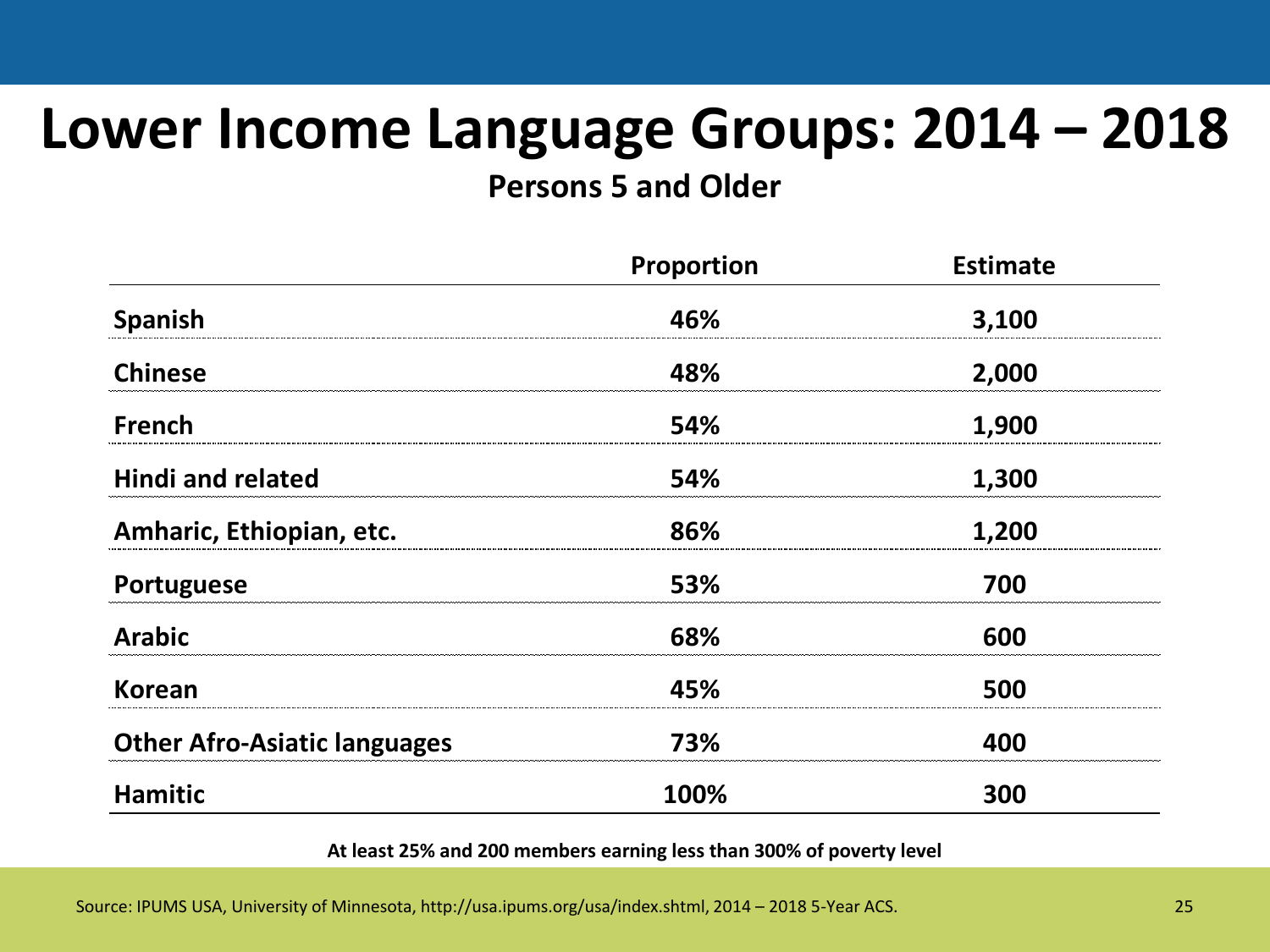# Lower Income Language Groups: 2014 – 2018

**Persons 5 and Older**

| | Proportion | Estimate |
|---|---|---|
| **Spanish** | 46% | 3,100 |
| **Chinese** | 48% | 2,000 |
| **French** | 54% | 1,900 |
| **Hindi and related** | 54% | 1,300 |
| **Amharic, Ethiopian, etc.** | 86% | 1,200 |
| **Portuguese** | 53% | 700 |
| **Arabic** | 68% | 600 |
| **Korean** | 45% | 500 |
| **Other Afro-Asiatic languages** | 73% | 400 |
| **Hamitic** | 100% | 300 |

**At least 25% and 200 members earning less than 300% of poverty level**

Source: IPUMS USA, University of Minnesota, http://usa.ipums.org/usa/index.shtml, 2014 – 2018 5-Year ACS.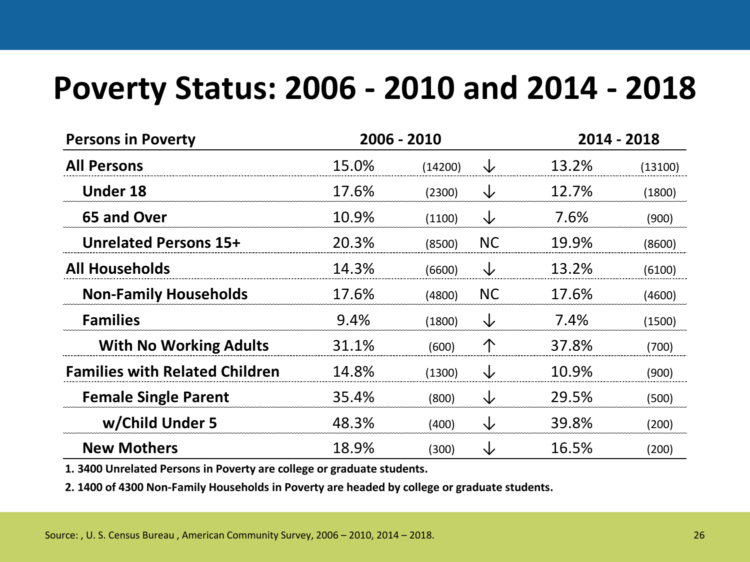# Poverty Status: 2006 - 2010 and 2014 - 2018

| Persons in Poverty | 2006 - 2010 | | | 2014 - 2018 | |
|---|---|---|---|---|---|
| **All Persons** | 15.0% | (14200) | ↓ | 13.2% | (13100) |
| **Under 18** | 17.6% | (2300) | ↓ | 12.7% | (1800) |
| **65 and Over** | 10.9% | (1100) | ↓ | 7.6% | (900) |
| **Unrelated Persons 15+** | 20.3% | (8500) | NC | 19.9% | (8600) |
| **All Households** | 14.3% | (6600) | ↓ | 13.2% | (6100) |
| **Non-Family Households** | 17.6% | (4800) | NC | 17.6% | (4600) |
| **Families** | 9.4% | (1800) | ↓ | 7.4% | (1500) |
| **With No Working Adults** | 31.1% | (600) | ↑ | 37.8% | (700) |
| **Families with Related Children** | 14.8% | (1300) | ↓ | 10.9% | (900) |
| **Female Single Parent** | 35.4% | (800) | ↓ | 29.5% | (500) |
| **w/Child Under 5** | 48.3% | (400) | ↓ | 39.8% | (200) |
| **New Mothers** | 18.9% | (300) | ↓ | 16.5% | (200) |

**1. 3400 Unrelated Persons in Poverty are college or graduate students.**

**2. 1400 of 4300 Non-Family Households in Poverty are headed by college or graduate students.**

Source: , U. S. Census Bureau , American Community Survey, 2006 – 2010, 2014 – 2018.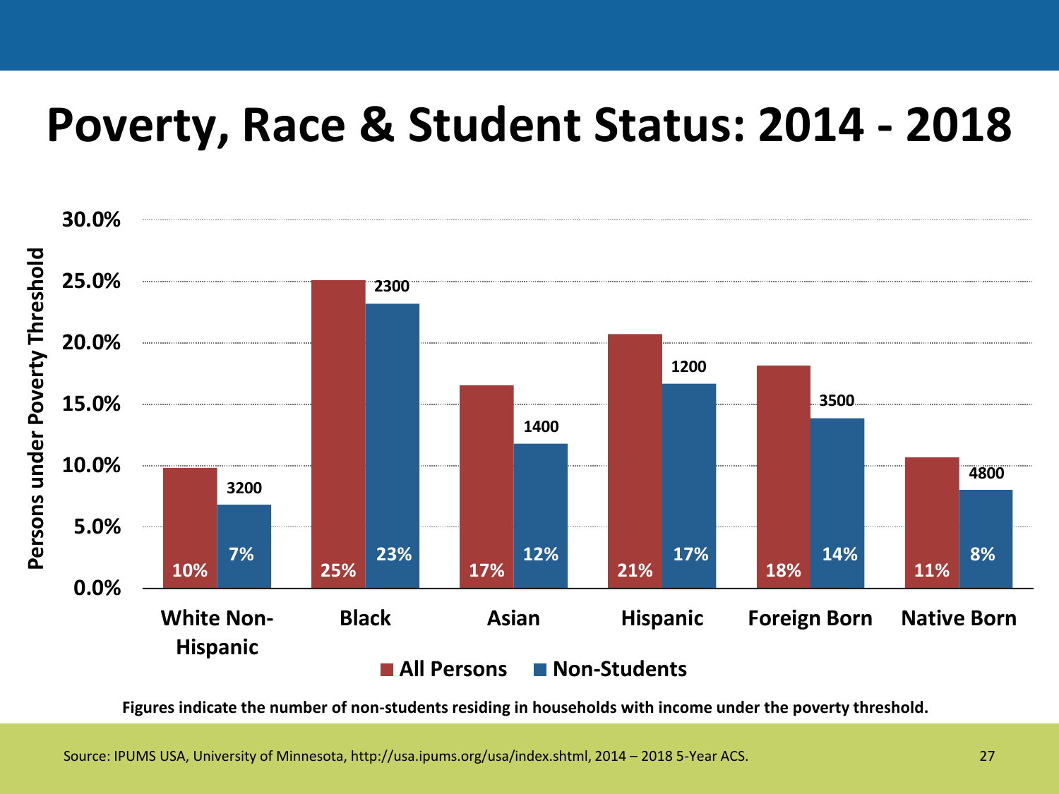# Poverty, Race & Student Status: 2014 - 2018

| | All Persons | Non-Students | Non-Students under poverty threshold (number) |
|---|---|---|---|
| White Non-Hispanic | 10% | 7% | 3200 |
| Black | 25% | 23% | 2300 |
| Asian | 17% | 12% | 1400 |
| Hispanic | 21% | 17% | 1200 |
| Foreign Born | 18% | 14% | 3500 |
| Native Born | 11% | 8% | 4800 |

Persons under Poverty Threshold

**Figures indicate the number of non-students residing in households with income under the poverty threshold.**

Source: IPUMS USA, University of Minnesota, http://usa.ipums.org/usa/index.shtml, 2014 – 2018 5-Year ACS.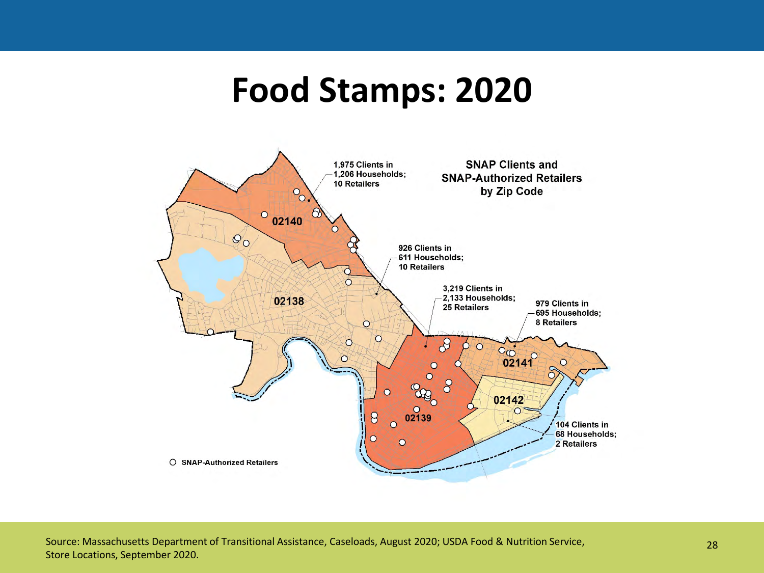# Food Stamps: 2020

**SNAP Clients and SNAP-Authorized Retailers by Zip Code**

02140: 1,975 Clients in 1,206 Households; 10 Retailers

02138: 926 Clients in 611 Households; 10 Retailers

02139: 3,219 Clients in 2,133 Households; 25 Retailers

02141: 979 Clients in 695 Households; 8 Retailers

02142: 104 Clients in 68 Households; 2 Retailers

○ SNAP-Authorized Retailers

Source: Massachusetts Department of Transitional Assistance, Caseloads, August 2020; USDA Food & Nutrition Service, Store Locations, September 2020.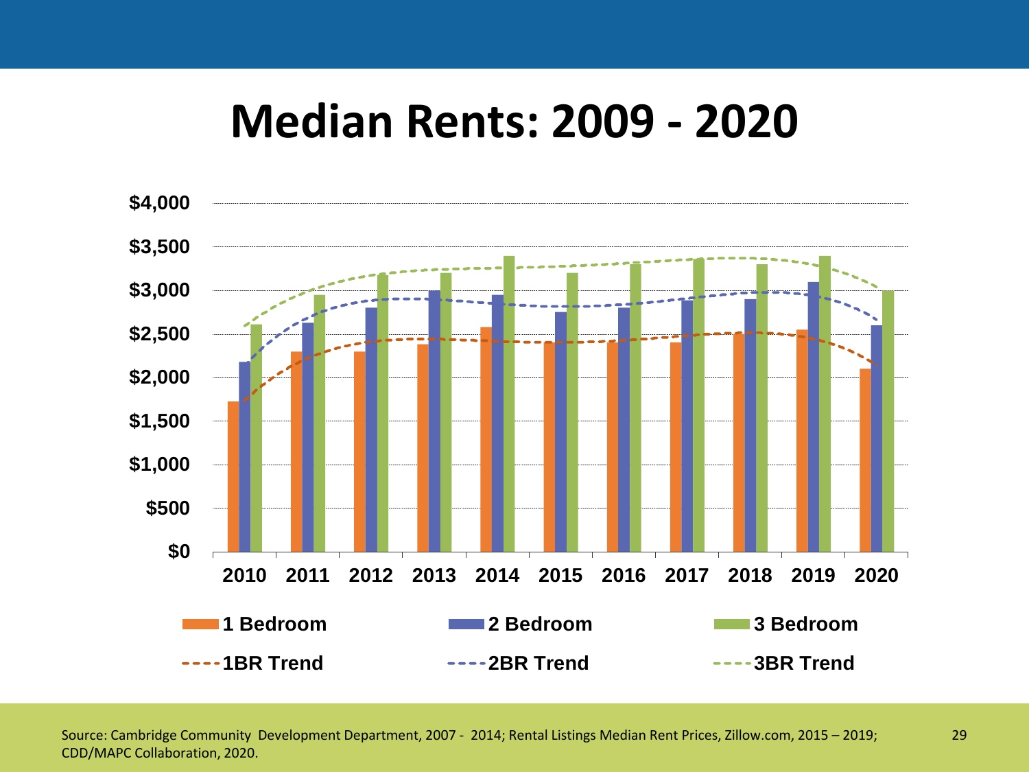# Median Rents: 2009 - 2020

$4,000
$3,500
$3,000
$2,500
$2,000
$1,500
$1,000
$500
$0

2010 2011 2012 2013 2014 2015 2016 2017 2018 2019 2020

**1 Bedroom** **2 Bedroom** **3 Bedroom**

**1BR Trend** **2BR Trend** **3BR Trend**

Source: Cambridge Community Development Department, 2007 - 2014; Rental Listings Median Rent Prices, Zillow.com, 2015 – 2019; CDD/MAPC Collaboration, 2020.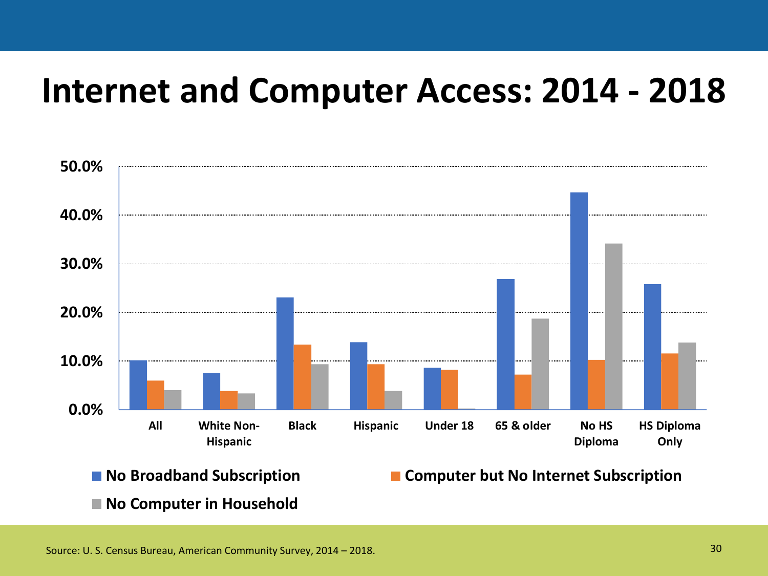# Internet and Computer Access: 2014 - 2018

50.0%
40.0%
30.0%
20.0%
10.0%
0.0%

All | White Non-Hispanic | Black | Hispanic | Under 18 | 65 & older | No HS Diploma | HS Diploma Only

■ No Broadband Subscription ■ Computer but No Internet Subscription ■ No Computer in Household

Source: U. S. Census Bureau, American Community Survey, 2014 – 2018.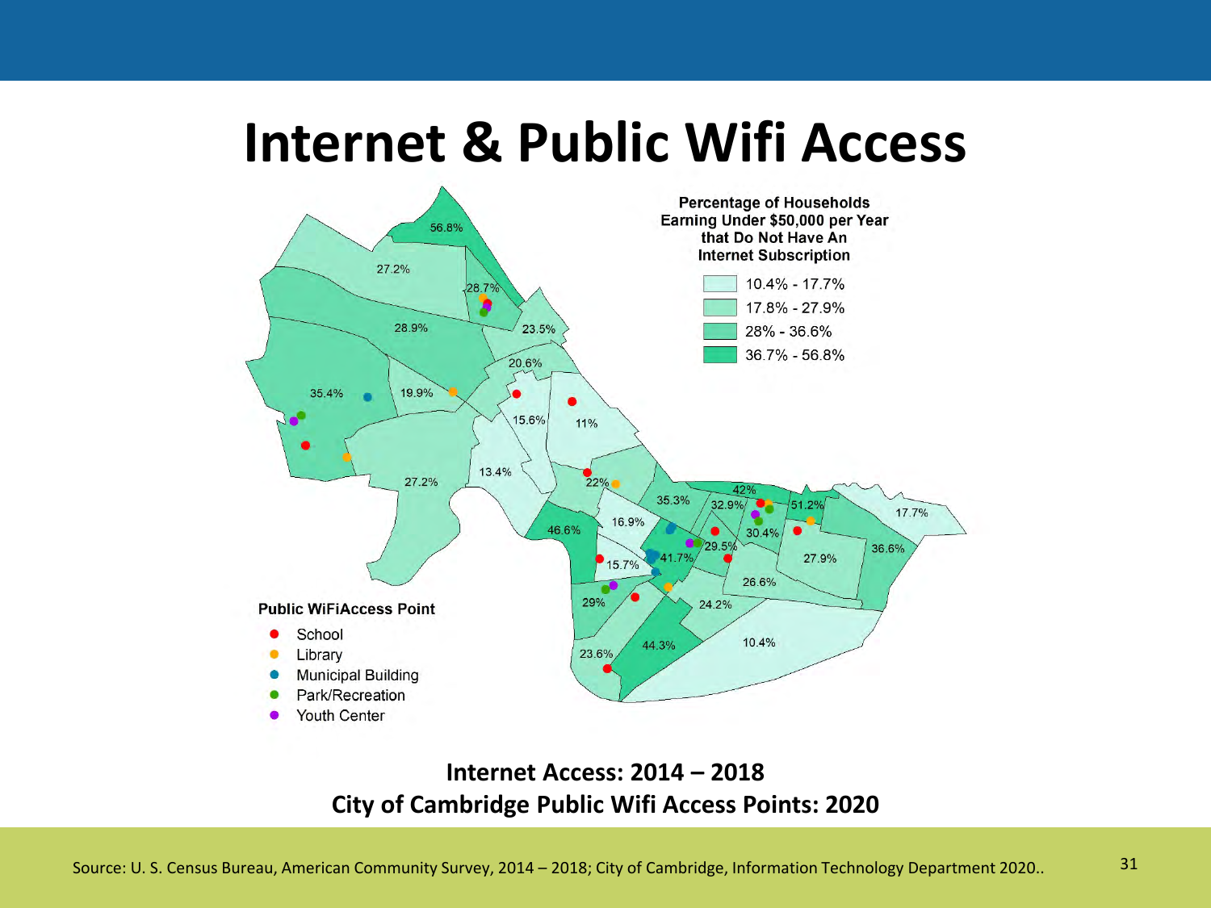# Internet & Public Wifi Access

**Percentage of Households Earning Under $50,000 per Year that Do Not Have An Internet Subscription**

- 10.4% - 17.7%
- 17.8% - 27.9%
- 28% - 36.6%
- 36.7% - 56.8%

**Public WiFiAccess Point**

- School
- Library
- Municipal Building
- Park/Recreation
- Youth Center

56.8% 27.2% 28.7% 23.5% 28.9% 20.6% 35.4% 19.9% 15.6% 11% 13.4% 27.2% 22% 42% 35.3% 32.9% 51.2% 17.7% 16.9% 30.4% 46.6% 29.5% 36.6% 41.7% 27.9% 15.7% 26.6% 29% 24.2% 44.3% 10.4% 23.6%

**Internet Access: 2014 – 2018**
**City of Cambridge Public Wifi Access Points: 2020**

Source: U. S. Census Bureau, American Community Survey, 2014 – 2018; City of Cambridge, Information Technology Department 2020..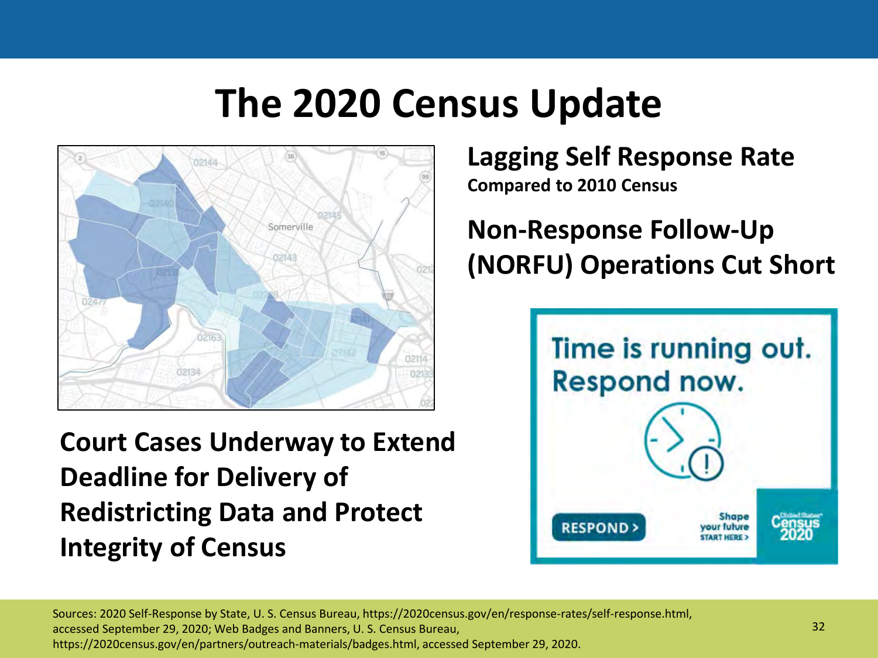# The 2020 Census Update

**Lagging Self Response Rate**
**Compared to 2010 Census**

**Non-Response Follow-Up (NORFU) Operations Cut Short**

**Court Cases Underway to Extend Deadline for Delivery of Redistricting Data and Protect Integrity of Census**

Sources: 2020 Self-Response by State, U. S. Census Bureau, https://2020census.gov/en/response-rates/self-response.html, accessed September 29, 2020; Web Badges and Banners, U. S. Census Bureau, https://2020census.gov/en/partners/outreach-materials/badges.html, accessed September 29, 2020.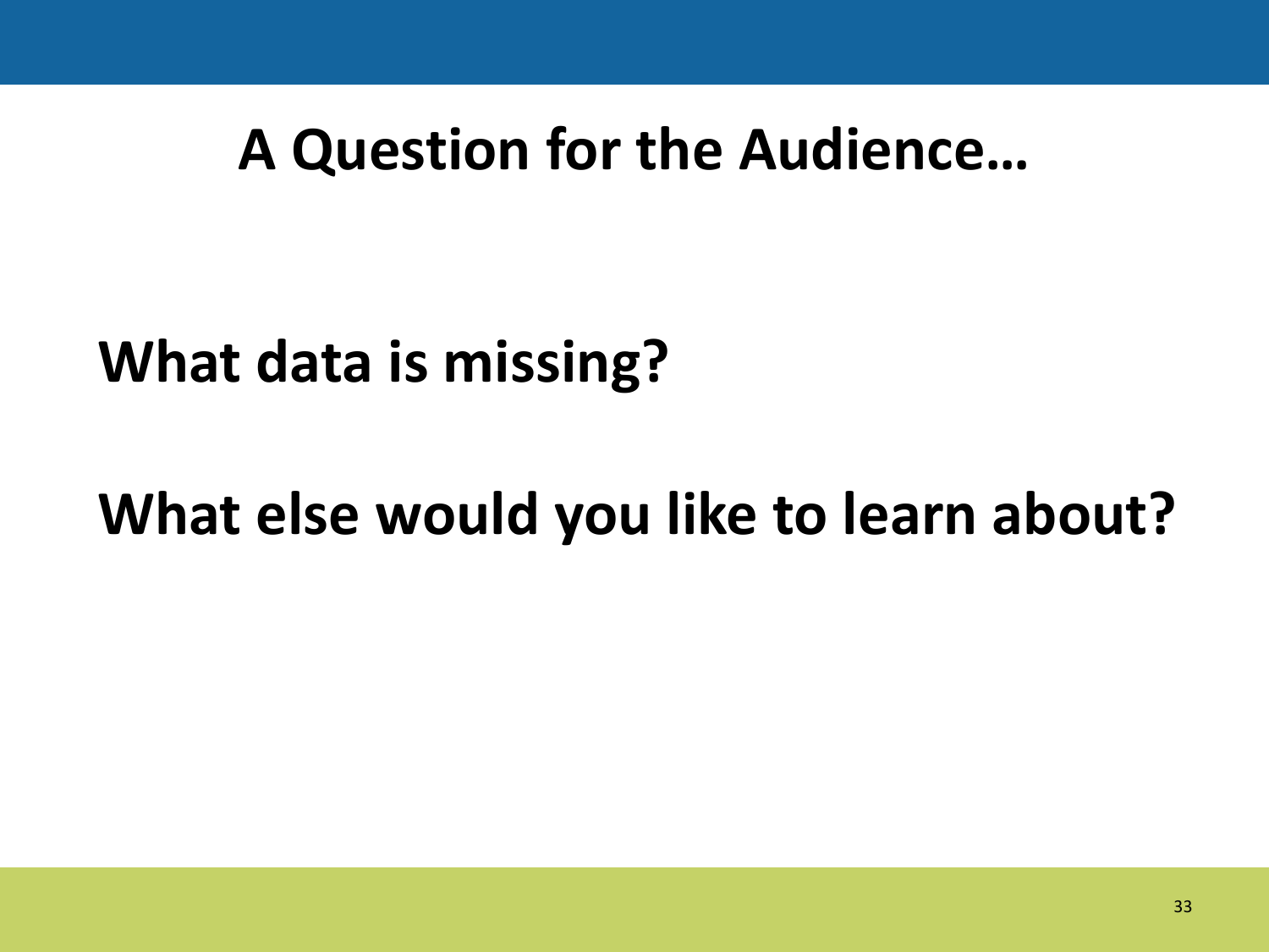# A Question for the Audience…

**What data is missing?**

**What else would you like to learn about?**